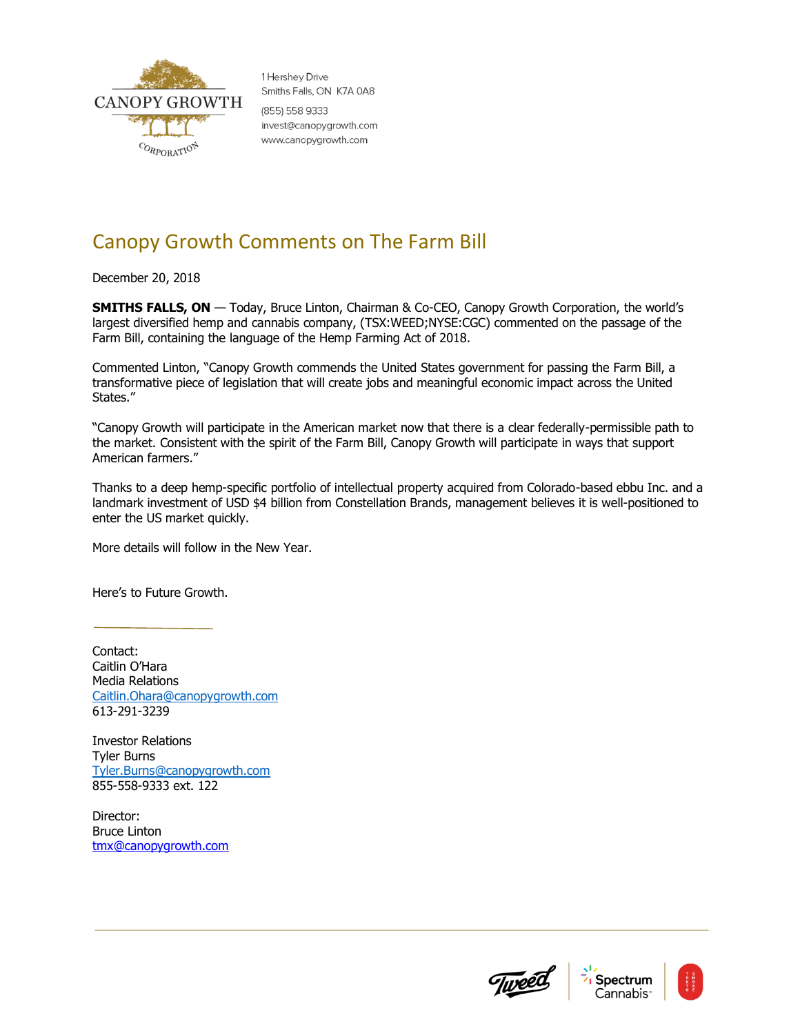CANOPY GROWTH CORPORATION

1 Hershey Drive
Smiths Falls, ON K7A 0A8

(855) 558 9333
invest@canopygrowth.com
www.canopygrowth.com

# Canopy Growth Comments on The Farm Bill

December 20, 2018

**SMITHS FALLS, ON** — Today, Bruce Linton, Chairman & Co-CEO, Canopy Growth Corporation, the world's largest diversified hemp and cannabis company, (TSX:WEED;NYSE:CGC) commented on the passage of the Farm Bill, containing the language of the Hemp Farming Act of 2018.

Commented Linton, "Canopy Growth commends the United States government for passing the Farm Bill, a transformative piece of legislation that will create jobs and meaningful economic impact across the United States."

"Canopy Growth will participate in the American market now that there is a clear federally-permissible path to the market. Consistent with the spirit of the Farm Bill, Canopy Growth will participate in ways that support American farmers."

Thanks to a deep hemp-specific portfolio of intellectual property acquired from Colorado-based ebbu Inc. and a landmark investment of USD $4 billion from Constellation Brands, management believes it is well-positioned to enter the US market quickly.

More details will follow in the New Year.

Here's to Future Growth.

---

Contact:
Caitlin O'Hara
Media Relations
Caitlin.Ohara@canopygrowth.com
613-291-3239

Investor Relations
Tyler Burns
Tyler.Burns@canopygrowth.com
855-558-9333 ext. 122

Director:
Bruce Linton
tmx@canopygrowth.com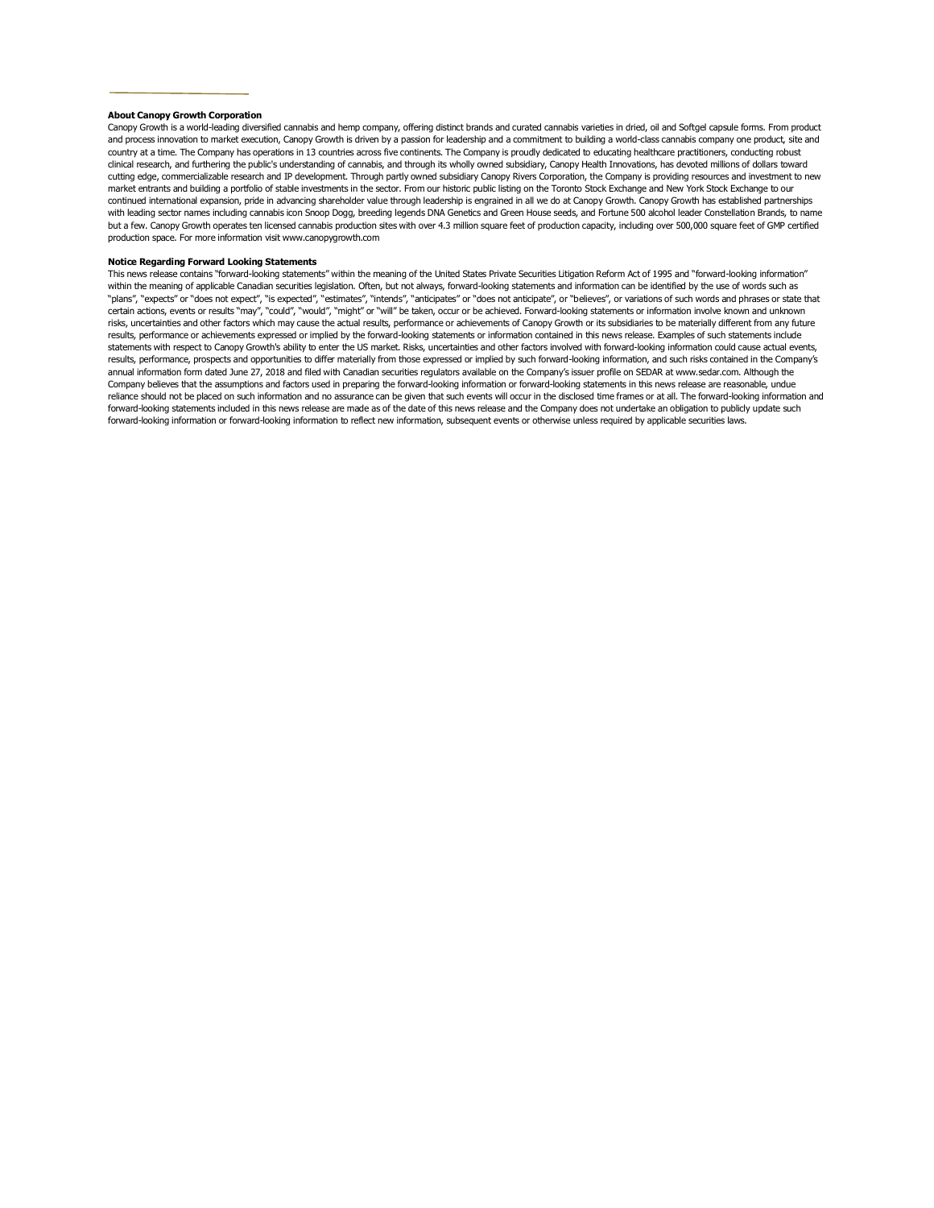**About Canopy Growth Corporation**

Canopy Growth is a world-leading diversified cannabis and hemp company, offering distinct brands and curated cannabis varieties in dried, oil and Softgel capsule forms. From product and process innovation to market execution, Canopy Growth is driven by a passion for leadership and a commitment to building a world-class cannabis company one product, site and country at a time. The Company has operations in 13 countries across five continents. The Company is proudly dedicated to educating healthcare practitioners, conducting robust clinical research, and furthering the public's understanding of cannabis, and through its wholly owned subsidiary, Canopy Health Innovations, has devoted millions of dollars toward cutting edge, commercializable research and IP development. Through partly owned subsidiary Canopy Rivers Corporation, the Company is providing resources and investment to new market entrants and building a portfolio of stable investments in the sector. From our historic public listing on the Toronto Stock Exchange and New York Stock Exchange to our continued international expansion, pride in advancing shareholder value through leadership is engrained in all we do at Canopy Growth. Canopy Growth has established partnerships with leading sector names including cannabis icon Snoop Dogg, breeding legends DNA Genetics and Green House seeds, and Fortune 500 alcohol leader Constellation Brands, to name but a few. Canopy Growth operates ten licensed cannabis production sites with over 4.3 million square feet of production capacity, including over 500,000 square feet of GMP certified production space. For more information visit www.canopygrowth.com

**Notice Regarding Forward Looking Statements**

This news release contains "forward-looking statements" within the meaning of the United States Private Securities Litigation Reform Act of 1995 and "forward-looking information" within the meaning of applicable Canadian securities legislation. Often, but not always, forward-looking statements and information can be identified by the use of words such as "plans", "expects" or "does not expect", "is expected", "estimates", "intends", "anticipates" or "does not anticipate", or "believes", or variations of such words and phrases or state that certain actions, events or results "may", "could", "would", "might" or "will" be taken, occur or be achieved. Forward-looking statements or information involve known and unknown risks, uncertainties and other factors which may cause the actual results, performance or achievements of Canopy Growth or its subsidiaries to be materially different from any future results, performance or achievements expressed or implied by the forward-looking statements or information contained in this news release. Examples of such statements include statements with respect to Canopy Growth's ability to enter the US market. Risks, uncertainties and other factors involved with forward-looking information could cause actual events, results, performance, prospects and opportunities to differ materially from those expressed or implied by such forward-looking information, and such risks contained in the Company's annual information form dated June 27, 2018 and filed with Canadian securities regulators available on the Company's issuer profile on SEDAR at www.sedar.com. Although the Company believes that the assumptions and factors used in preparing the forward-looking information or forward-looking statements in this news release are reasonable, undue reliance should not be placed on such information and no assurance can be given that such events will occur in the disclosed time frames or at all. The forward-looking information and forward-looking statements included in this news release are made as of the date of this news release and the Company does not undertake an obligation to publicly update such forward-looking information or forward-looking information to reflect new information, subsequent events or otherwise unless required by applicable securities laws.